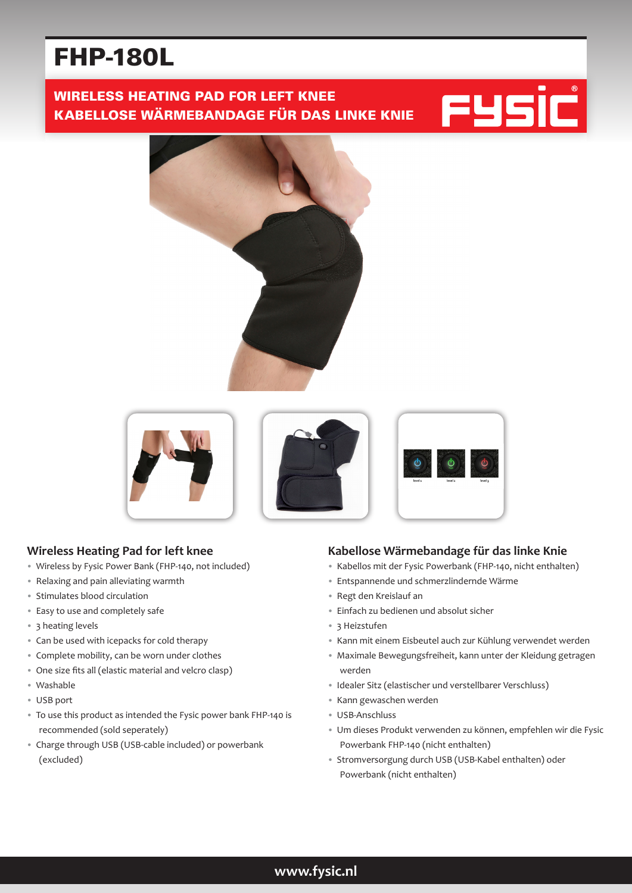# FHP-180L

## WIRELESS HEATING PAD FOR LEFT KNEE
## KABELLOSE WÄRMEBANDAGE FÜR DAS LINKE KNIE

FYSIC®

level 1 level 2 level 3

### Wireless Heating Pad for left knee

- Wireless by Fysic Power Bank (FHP-140, not included)
- Relaxing and pain alleviating warmth
- Stimulates blood circulation
- Easy to use and completely safe
- 3 heating levels
- Can be used with icepacks for cold therapy
- Complete mobility, can be worn under clothes
- One size fits all (elastic material and velcro clasp)
- Washable
- USB port
- To use this product as intended the Fysic power bank FHP-140 is recommended (sold seperately)
- Charge through USB (USB-cable included) or powerbank (excluded)

### Kabellose Wärmebandage für das linke Knie

- Kabellos mit der Fysic Powerbank (FHP-140, nicht enthalten)
- Entspannende und schmerzlindernde Wärme
- Regt den Kreislauf an
- Einfach zu bedienen und absolut sicher
- 3 Heizstufen
- Kann mit einem Eisbeutel auch zur Kühlung verwendet werden
- Maximale Bewegungsfreiheit, kann unter der Kleidung getragen werden
- Idealer Sitz (elastischer und verstellbarer Verschluss)
- Kann gewaschen werden
- USB-Anschluss
- Um dieses Produkt verwenden zu können, empfehlen wir die Fysic Powerbank FHP-140 (nicht enthalten)
- Stromversorgung durch USB (USB-Kabel enthalten) oder Powerbank (nicht enthalten)

www.fysic.nl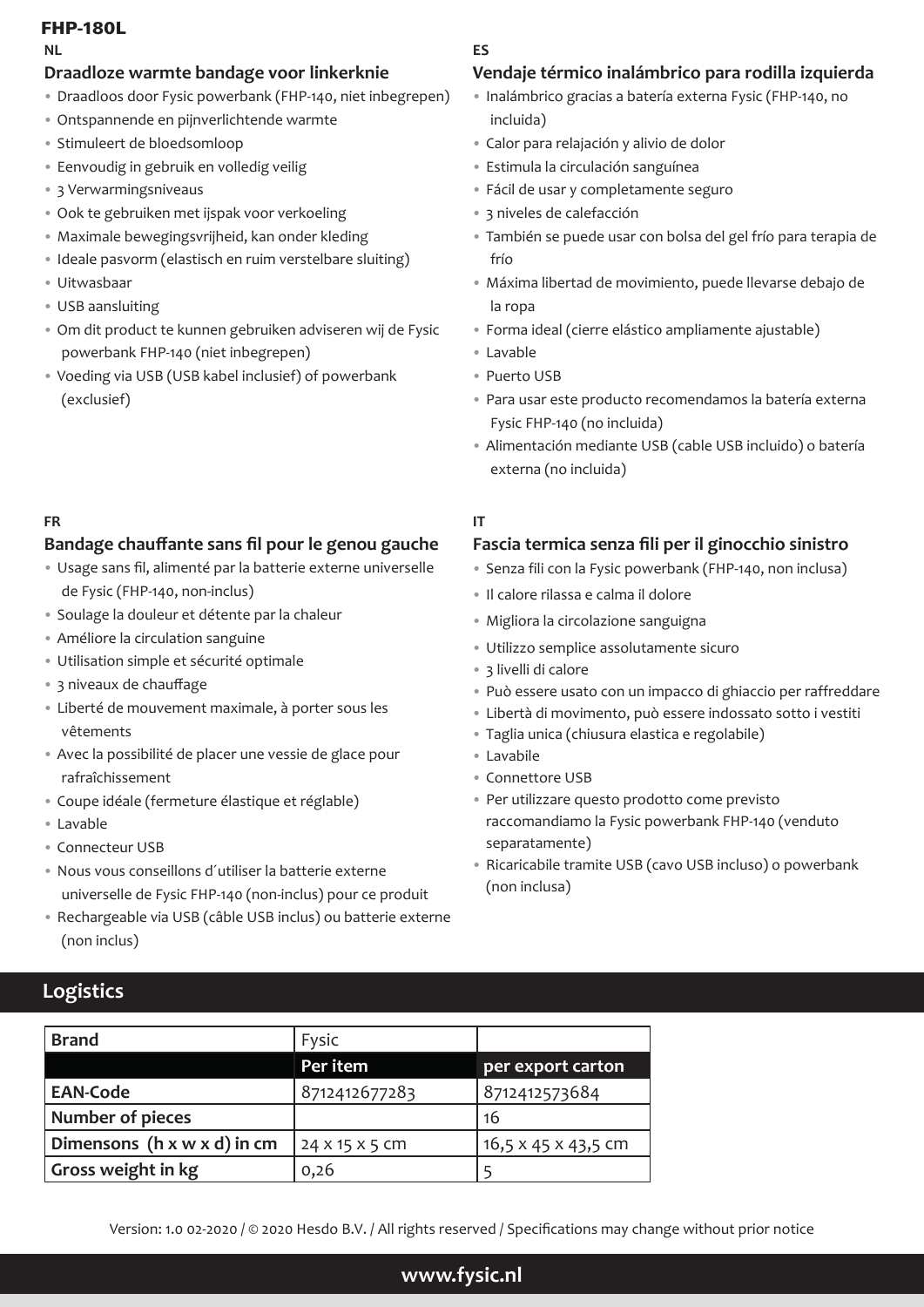# FHP-180L

**NL**

### Draadloze warmte bandage voor linkerknie

- Draadloos door Fysic powerbank (FHP-140, niet inbegrepen)
- Ontspannende en pijnverlichtende warmte
- Stimuleert de bloedsomloop
- Eenvoudig in gebruik en volledig veilig
- 3 Verwarmingsniveaus
- Ook te gebruiken met ijspak voor verkoeling
- Maximale bewegingsvrijheid, kan onder kleding
- Ideale pasvorm (elastisch en ruim verstelbare sluiting)
- Uitwasbaar
- USB aansluiting
- Om dit product te kunnen gebruiken adviseren wij de Fysic powerbank FHP-140 (niet inbegrepen)
- Voeding via USB (USB kabel inclusief) of powerbank (exclusief)

**ES**

### Vendaje térmico inalámbrico para rodilla izquierda

- Inalámbrico gracias a batería externa Fysic (FHP-140, no incluida)
- Calor para relajación y alivio de dolor
- Estimula la circulación sanguínea
- Fácil de usar y completamente seguro
- 3 niveles de calefacción
- También se puede usar con bolsa del gel frío para terapia de frío
- Máxima libertad de movimiento, puede llevarse debajo de la ropa
- Forma ideal (cierre elástico ampliamente ajustable)
- Lavable
- Puerto USB
- Para usar este producto recomendamos la batería externa Fysic FHP-140 (no incluida)
- Alimentación mediante USB (cable USB incluido) o batería externa (no incluida)

**FR**

### Bandage chauffante sans fil pour le genou gauche

- Usage sans fil, alimenté par la batterie externe universelle de Fysic (FHP-140, non-inclus)
- Soulage la douleur et détente par la chaleur
- Améliore la circulation sanguine
- Utilisation simple et sécurité optimale
- 3 niveaux de chauffage
- Liberté de mouvement maximale, à porter sous les vêtements
- Avec la possibilité de placer une vessie de glace pour rafraîchissement
- Coupe idéale (fermeture élastique et réglable)
- Lavable
- Connecteur USB
- Nous vous conseillons d´utiliser la batterie externe universelle de Fysic FHP-140 (non-inclus) pour ce produit
- Rechargeable via USB (câble USB inclus) ou batterie externe (non inclus)

**IT**

### Fascia termica senza fili per il ginocchio sinistro

- Senza fili con la Fysic powerbank (FHP-140, non inclusa)
- Il calore rilassa e calma il dolore
- Migliora la circolazione sanguigna
- Utilizzo semplice assolutamente sicuro
- 3 livelli di calore
- Può essere usato con un impacco di ghiaccio per raffreddare
- Libertà di movimento, può essere indossato sotto i vestiti
- Taglia unica (chiusura elastica e regolabile)
- Lavabile
- Connettore USB
- Per utilizzare questo prodotto come previsto raccomandiamo la Fysic powerbank FHP-140 (venduto separatamente)
- Ricaricabile tramite USB (cavo USB incluso) o powerbank (non inclusa)

## Logistics

| Brand | Fysic | |
|---|---|---|
| | **Per item** | **per export carton** |
| **EAN-Code** | 8712412677283 | 8712412573684 |
| **Number of pieces** | | 16 |
| **Dimensons (h x w x d) in cm** | 24 x 15 x 5 cm | 16,5 x 45 x 43,5 cm |
| **Gross weight in kg** | 0,26 | 5 |

Version: 1.0 02-2020 / © 2020 Hesdo B.V. / All rights reserved / Specifications may change without prior notice

**www.fysic.nl**